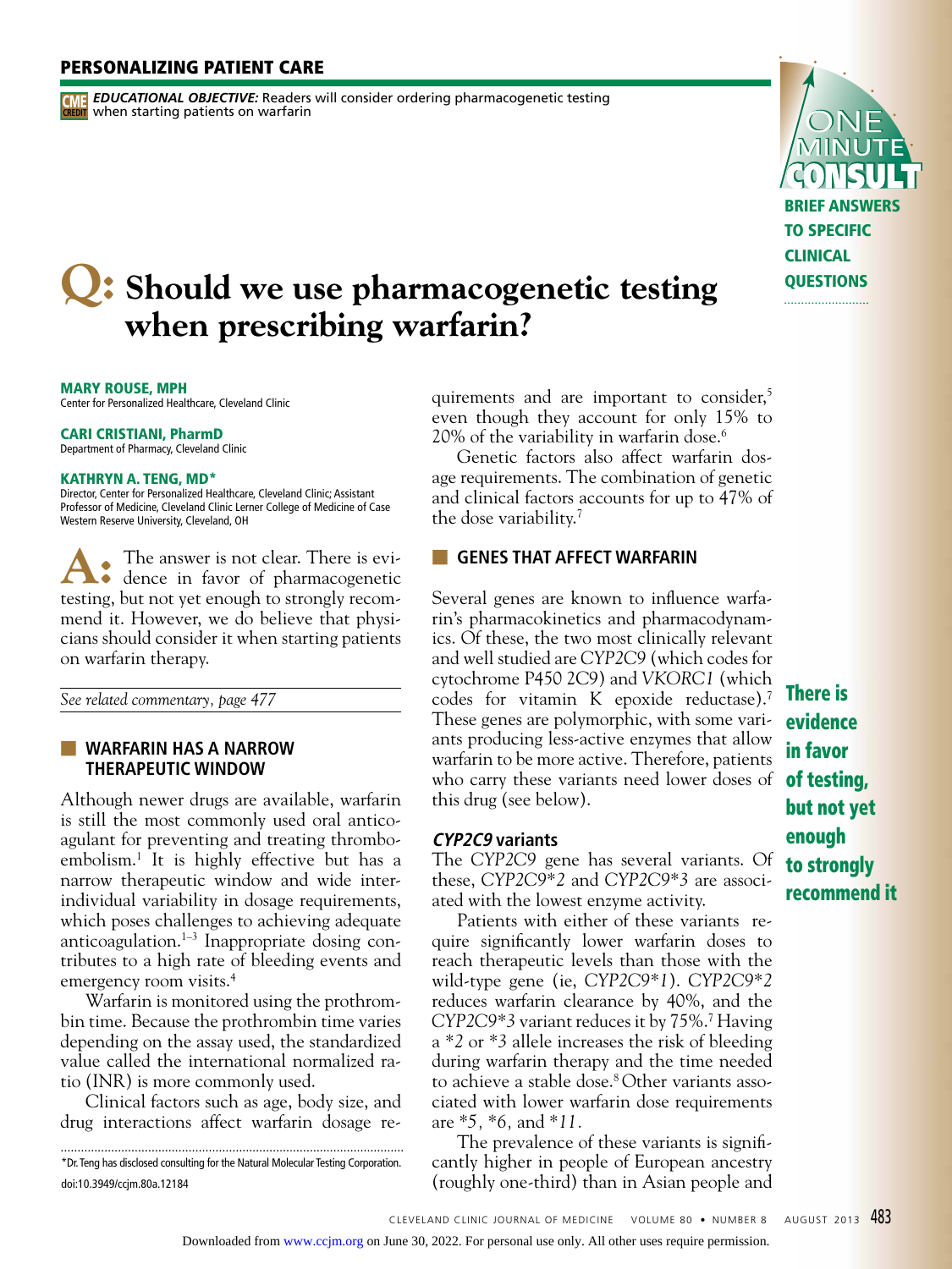## PERSONALIZING PATIENT CARE

CME CREDIT *EDUCATIONAL OBJECTIVE:* Readers will consider ordering pharmacogenetic testing when starting patients on warfarin

ONE MINUTE CONSULT

BRIEF ANSWERS TO SPECIFIC CLINICAL QUESTIONS

# Q: Should we use pharmacogenetic testing when prescribing warfarin?

**MARY ROUSE, MPH**
Center for Personalized Healthcare, Cleveland Clinic

**CARI CRISTIANI, PharmD**
Department of Pharmacy, Cleveland Clinic

**KATHRYN A. TENG, MD***
Director, Center for Personalized Healthcare, Cleveland Clinic; Assistant Professor of Medicine, Cleveland Clinic Lerner College of Medicine of Case Western Reserve University, Cleveland, OH

**A:** The answer is not clear. There is evidence in favor of pharmacogenetic testing, but not yet enough to strongly recommend it. However, we do believe that physicians should consider it when starting patients on warfarin therapy.

*See related commentary, page 477*

## WARFARIN HAS A NARROW THERAPEUTIC WINDOW

Although newer drugs are available, warfarin is still the most commonly used oral anticoagulant for preventing and treating thromboembolism.[1] It is highly effective but has a narrow therapeutic window and wide interindividual variability in dosage requirements, which poses challenges to achieving adequate anticoagulation.[1–3] Inappropriate dosing contributes to a high rate of bleeding events and emergency room visits.[4]

Warfarin is monitored using the prothrombin time. Because the prothrombin time varies depending on the assay used, the standardized value called the international normalized ratio (INR) is more commonly used.

Clinical factors such as age, body size, and drug interactions affect warfarin dosage requirements and are important to consider,[5] even though they account for only 15% to 20% of the variability in warfarin dose.[6]

Genetic factors also affect warfarin dosage requirements. The combination of genetic and clinical factors accounts for up to 47% of the dose variability.[7]

## GENES THAT AFFECT WARFARIN

Several genes are known to influence warfarin's pharmacokinetics and pharmacodynamics. Of these, the two most clinically relevant and well studied are *CYP2C9* (which codes for cytochrome P450 2C9) and *VKORC1* (which codes for vitamin K epoxide reductase).[7] These genes are polymorphic, with some variants producing less-active enzymes that allow warfarin to be more active. Therefore, patients who carry these variants need lower doses of this drug (see below).

**There is evidence in favor of testing, but not yet enough to strongly recommend it**

### *CYP2C9* variants

The *CYP2C9* gene has several variants. Of these, *CYP2C9\*2* and *CYP2C9\*3* are associated with the lowest enzyme activity.

Patients with either of these variants require significantly lower warfarin doses to reach therapeutic levels than those with the wild-type gene (ie, *CYP2C9\*1*). *CYP2C9\*2* reduces warfarin clearance by 40%, and the *CYP2C9\*3* variant reduces it by 75%.[7] Having a *\*2* or *\*3* allele increases the risk of bleeding during warfarin therapy and the time needed to achieve a stable dose.[8] Other variants associated with lower warfarin dose requirements are *\*5, \*6,* and *\*11*.

The prevalence of these variants is significantly higher in people of European ancestry (roughly one-third) than in Asian people and

\*Dr. Teng has disclosed consulting for the Natural Molecular Testing Corporation.
doi:10.3949/ccjm.80a.12184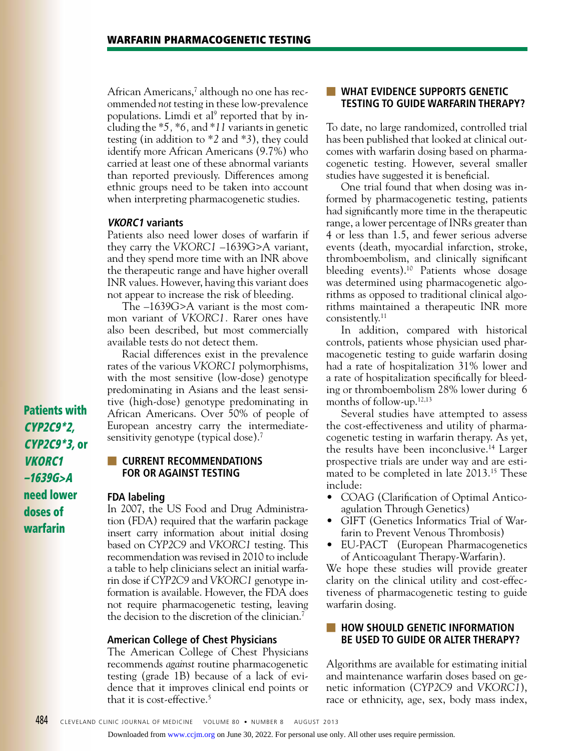African Americans,[7] although no one has recommended *not* testing in these low-prevalence populations. Limdi et al[9] reported that by including the *\*5, \*6,* and *\*11* variants in genetic testing (in addition to *\*2* and *\*3*), they could identify more African Americans (9.7%) who carried at least one of these abnormal variants than reported previously. Differences among ethnic groups need to be taken into account when interpreting pharmacogenetic studies.

### *VKORC1* variants

Patients also need lower doses of warfarin if they carry the *VKORC1* –1639G>A variant, and they spend more time with an INR above the therapeutic range and have higher overall INR values. However, having this variant does not appear to increase the risk of bleeding.

The –1639G>A variant is the most common variant of *VKORC1*. Rarer ones have also been described, but most commercially available tests do not detect them.

Racial differences exist in the prevalence rates of the various *VKORC1* polymorphisms, with the most sensitive (low-dose) genotype predominating in Asians and the least sensitive (high-dose) genotype predominating in African Americans. Over 50% of people of European ancestry carry the intermediate-sensitivity genotype (typical dose).[7]

**Patients with *CYP2C9\*2, CYP2C9\*3,* or *VKORC1 –1639G>A* need lower doses of warfarin**

## CURRENT RECOMMENDATIONS FOR OR AGAINST TESTING

### FDA labeling

In 2007, the US Food and Drug Administration (FDA) required that the warfarin package insert carry information about initial dosing based on *CYP2C9* and *VKORC1* testing. This recommendation was revised in 2010 to include a table to help clinicians select an initial warfarin dose if *CYP2C9* and *VKORC1* genotype information is available. However, the FDA does not require pharmacogenetic testing, leaving the decision to the discretion of the clinician.[7]

### American College of Chest Physicians

The American College of Chest Physicians recommends *against* routine pharmacogenetic testing (grade 1B) because of a lack of evidence that it improves clinical end points or that it is cost-effective.[5]

## WHAT EVIDENCE SUPPORTS GENETIC TESTING TO GUIDE WARFARIN THERAPY?

To date, no large randomized, controlled trial has been published that looked at clinical outcomes with warfarin dosing based on pharmacogenetic testing. However, several smaller studies have suggested it is beneficial.

One trial found that when dosing was informed by pharmacogenetic testing, patients had significantly more time in the therapeutic range, a lower percentage of INRs greater than 4 or less than 1.5, and fewer serious adverse events (death, myocardial infarction, stroke, thromboembolism, and clinically significant bleeding events).[10] Patients whose dosage was determined using pharmacogenetic algorithms as opposed to traditional clinical algorithms maintained a therapeutic INR more consistently.[11]

In addition, compared with historical controls, patients whose physician used pharmacogenetic testing to guide warfarin dosing had a rate of hospitalization 31% lower and a rate of hospitalization specifically for bleeding or thromboembolism 28% lower during 6 months of follow-up.[12,13]

Several studies have attempted to assess the cost-effectiveness and utility of pharmacogenetic testing in warfarin therapy. As yet, the results have been inconclusive.[14] Larger prospective trials are under way and are estimated to be completed in late 2013.[15] These include:

- COAG (Clarification of Optimal Anticoagulation Through Genetics)
- GIFT (Genetics Informatics Trial of Warfarin to Prevent Venous Thrombosis)
- EU-PACT (European Pharmacogenetics of Anticoagulant Therapy-Warfarin).

We hope these studies will provide greater clarity on the clinical utility and cost-effectiveness of pharmacogenetic testing to guide warfarin dosing.

## HOW SHOULD GENETIC INFORMATION BE USED TO GUIDE OR ALTER THERAPY?

Algorithms are available for estimating initial and maintenance warfarin doses based on genetic information (*CYP2C9* and *VKORC1*), race or ethnicity, age, sex, body mass index,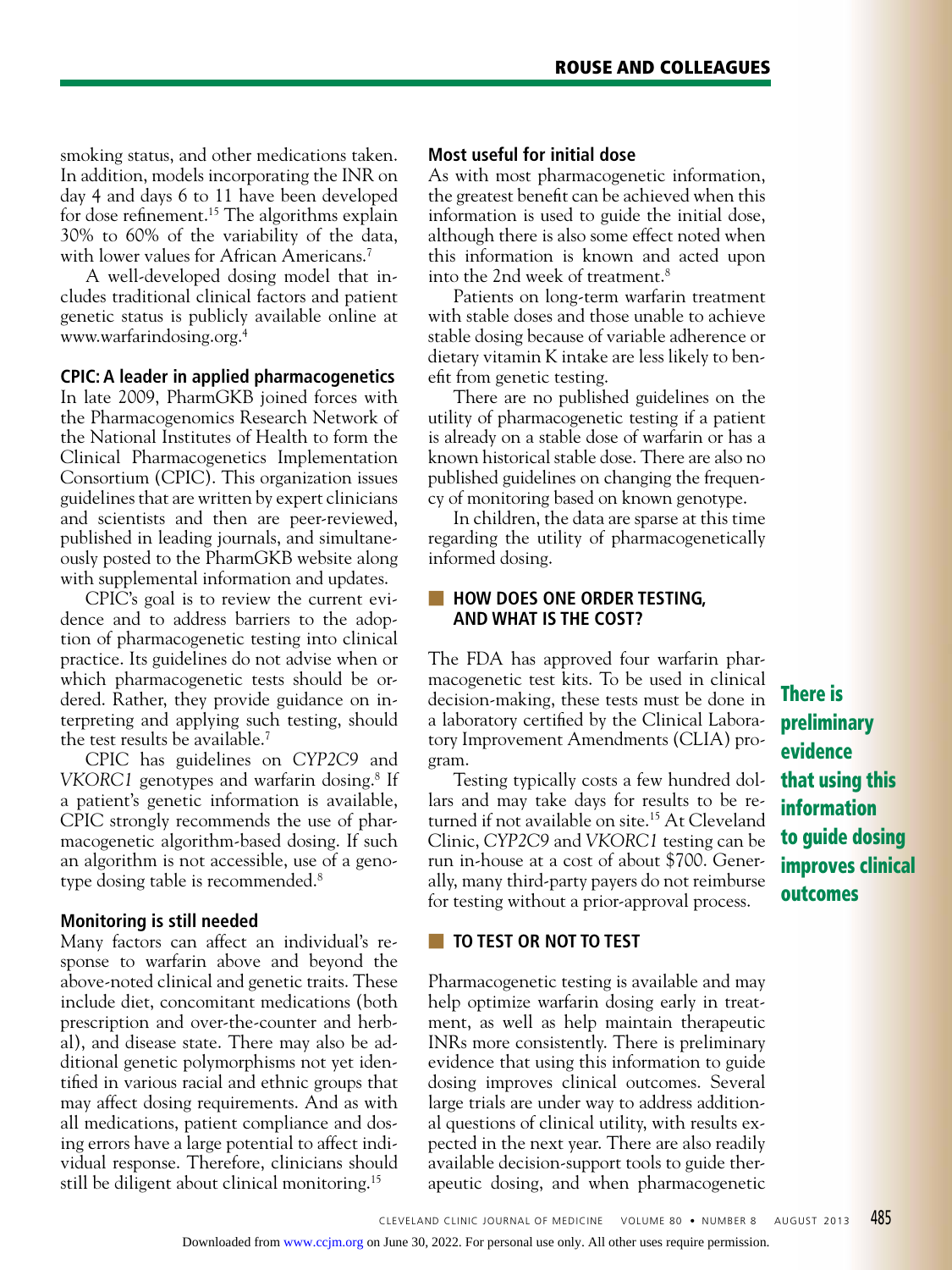smoking status, and other medications taken. In addition, models incorporating the INR on day 4 and days 6 to 11 have been developed for dose refinement.[15] The algorithms explain 30% to 60% of the variability of the data, with lower values for African Americans.[7]

A well-developed dosing model that includes traditional clinical factors and patient genetic status is publicly available online at www.warfarindosing.org.[4]

### CPIC: A leader in applied pharmacogenetics

In late 2009, PharmGKB joined forces with the Pharmacogenomics Research Network of the National Institutes of Health to form the Clinical Pharmacogenetics Implementation Consortium (CPIC). This organization issues guidelines that are written by expert clinicians and scientists and then are peer-reviewed, published in leading journals, and simultaneously posted to the PharmGKB website along with supplemental information and updates.

CPIC's goal is to review the current evidence and to address barriers to the adoption of pharmacogenetic testing into clinical practice. Its guidelines do not advise when or which pharmacogenetic tests should be ordered. Rather, they provide guidance on interpreting and applying such testing, should the test results be available.[7]

CPIC has guidelines on *CYP2C9* and *VKORC1* genotypes and warfarin dosing.[8] If a patient's genetic information is available, CPIC strongly recommends the use of pharmacogenetic algorithm-based dosing. If such an algorithm is not accessible, use of a genotype dosing table is recommended.[8]

### Monitoring is still needed

Many factors can affect an individual's response to warfarin above and beyond the above-noted clinical and genetic traits. These include diet, concomitant medications (both prescription and over-the-counter and herbal), and disease state. There may also be additional genetic polymorphisms not yet identified in various racial and ethnic groups that may affect dosing requirements. And as with all medications, patient compliance and dosing errors have a large potential to affect individual response. Therefore, clinicians should still be diligent about clinical monitoring.[15]

### Most useful for initial dose

As with most pharmacogenetic information, the greatest benefit can be achieved when this information is used to guide the initial dose, although there is also some effect noted when this information is known and acted upon into the 2nd week of treatment.[8]

Patients on long-term warfarin treatment with stable doses and those unable to achieve stable dosing because of variable adherence or dietary vitamin K intake are less likely to benefit from genetic testing.

There are no published guidelines on the utility of pharmacogenetic testing if a patient is already on a stable dose of warfarin or has a known historical stable dose. There are also no published guidelines on changing the frequency of monitoring based on known genotype.

In children, the data are sparse at this time regarding the utility of pharmacogenetically informed dosing.

## HOW DOES ONE ORDER TESTING, AND WHAT IS THE COST?

The FDA has approved four warfarin pharmacogenetic test kits. To be used in clinical decision-making, these tests must be done in a laboratory certified by the Clinical Laboratory Improvement Amendments (CLIA) program.

Testing typically costs a few hundred dollars and may take days for results to be returned if not available on site.[15] At Cleveland Clinic, *CYP2C9* and *VKORC1* testing can be run in-house at a cost of about $700. Generally, many third-party payers do not reimburse for testing without a prior-approval process.

**There is preliminary evidence that using this information to guide dosing improves clinical outcomes**

## TO TEST OR NOT TO TEST

Pharmacogenetic testing is available and may help optimize warfarin dosing early in treatment, as well as help maintain therapeutic INRs more consistently. There is preliminary evidence that using this information to guide dosing improves clinical outcomes. Several large trials are under way to address additional questions of clinical utility, with results expected in the next year. There are also readily available decision-support tools to guide therapeutic dosing, and when pharmacogenetic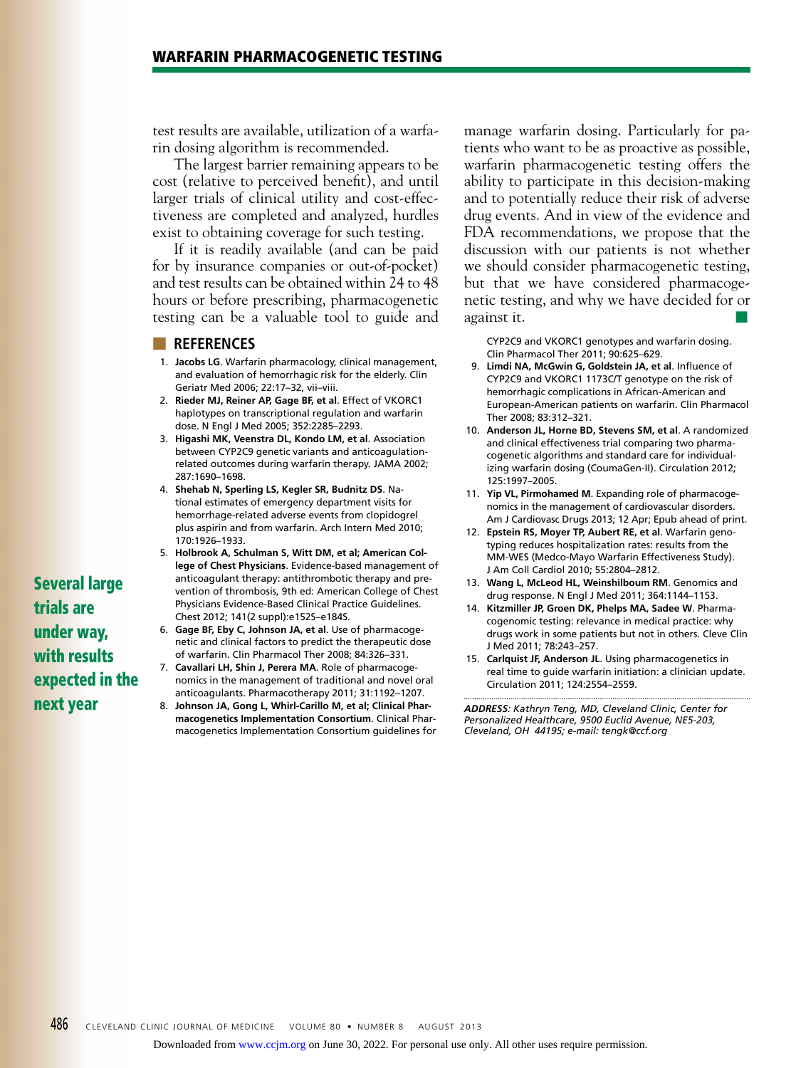test results are available, utilization of a warfarin dosing algorithm is recommended.

The largest barrier remaining appears to be cost (relative to perceived benefit), and until larger trials of clinical utility and cost-effectiveness are completed and analyzed, hurdles exist to obtaining coverage for such testing.

If it is readily available (and can be paid for by insurance companies or out-of-pocket) and test results can be obtained within 24 to 48 hours or before prescribing, pharmacogenetic testing can be a valuable tool to guide and manage warfarin dosing. Particularly for patients who want to be as proactive as possible, warfarin pharmacogenetic testing offers the ability to participate in this decision-making and to potentially reduce their risk of adverse drug events. And in view of the evidence and FDA recommendations, we propose that the discussion with our patients is not whether we should consider pharmacogenetic testing, but that we have considered pharmacogenetic testing, and why we have decided for or against it.

**Several large trials are under way, with results expected in the next year**

## REFERENCES

1. **Jacobs LG**. Warfarin pharmacology, clinical management, and evaluation of hemorrhagic risk for the elderly. Clin Geriatr Med 2006; 22:17–32, vii–viii.
2. **Rieder MJ, Reiner AP, Gage BF, et al**. Effect of VKORC1 haplotypes on transcriptional regulation and warfarin dose. N Engl J Med 2005; 352:2285–2293.
3. **Higashi MK, Veenstra DL, Kondo LM, et al**. Association between CYP2C9 genetic variants and anticoagulation-related outcomes during warfarin therapy. JAMA 2002; 287:1690–1698.
4. **Shehab N, Sperling LS, Kegler SR, Budnitz DS**. National estimates of emergency department visits for hemorrhage-related adverse events from clopidogrel plus aspirin and from warfarin. Arch Intern Med 2010; 170:1926–1933.
5. **Holbrook A, Schulman S, Witt DM, et al; American College of Chest Physicians**. Evidence-based management of anticoagulant therapy: antithrombotic therapy and prevention of thrombosis, 9th ed: American College of Chest Physicians Evidence-Based Clinical Practice Guidelines. Chest 2012; 141(2 suppl):e152S–e184S.
6. **Gage BF, Eby C, Johnson JA, et al**. Use of pharmacogenetic and clinical factors to predict the therapeutic dose of warfarin. Clin Pharmacol Ther 2008; 84:326–331.
7. **Cavallari LH, Shin J, Perera MA**. Role of pharmacogenomics in the management of traditional and novel oral anticoagulants. Pharmacotherapy 2011; 31:1192–1207.
8. **Johnson JA, Gong L, Whirl-Carillo M, et al; Clinical Pharmacogenetics Implementation Consortium**. Clinical Pharmacogenetics Implementation Consortium guidelines for CYP2C9 and VKORC1 genotypes and warfarin dosing. Clin Pharmacol Ther 2011; 90:625–629.
9. **Limdi NA, McGwin G, Goldstein JA, et al**. Influence of CYP2C9 and VKORC1 1173C/T genotype on the risk of hemorrhagic complications in African-American and European-American patients on warfarin. Clin Pharmacol Ther 2008; 83:312–321.
10. **Anderson JL, Horne BD, Stevens SM, et al**. A randomized and clinical effectiveness trial comparing two pharmacogenetic algorithms and standard care for individualizing warfarin dosing (CoumaGen-II). Circulation 2012; 125:1997–2005.
11. **Yip VL, Pirmohamed M**. Expanding role of pharmacogenomics in the management of cardiovascular disorders. Am J Cardiovasc Drugs 2013; 12 Apr; Epub ahead of print.
12. **Epstein RS, Moyer TP, Aubert RE, et al**. Warfarin genotyping reduces hospitalization rates: results from the MM-WES (Medco-Mayo Warfarin Effectiveness Study). J Am Coll Cardiol 2010; 55:2804–2812.
13. **Wang L, McLeod HL, Weinshilboum RM**. Genomics and drug response. N Engl J Med 2011; 364:1144–1153.
14. **Kitzmiller JP, Groen DK, Phelps MA, Sadee W**. Pharmacogenomic testing: relevance in medical practice: why drugs work in some patients but not in others. Cleve Clin J Med 2011; 78:243–257.
15. **Carlquist JF, Anderson JL**. Using pharmacogenetics in real time to guide warfarin initiation: a clinician update. Circulation 2011; 124:2554–2559.

***ADDRESS***: *Kathryn Teng, MD, Cleveland Clinic, Center for Personalized Healthcare, 9500 Euclid Avenue, NE5-203, Cleveland, OH 44195; e-mail: tengk@ccf.org*